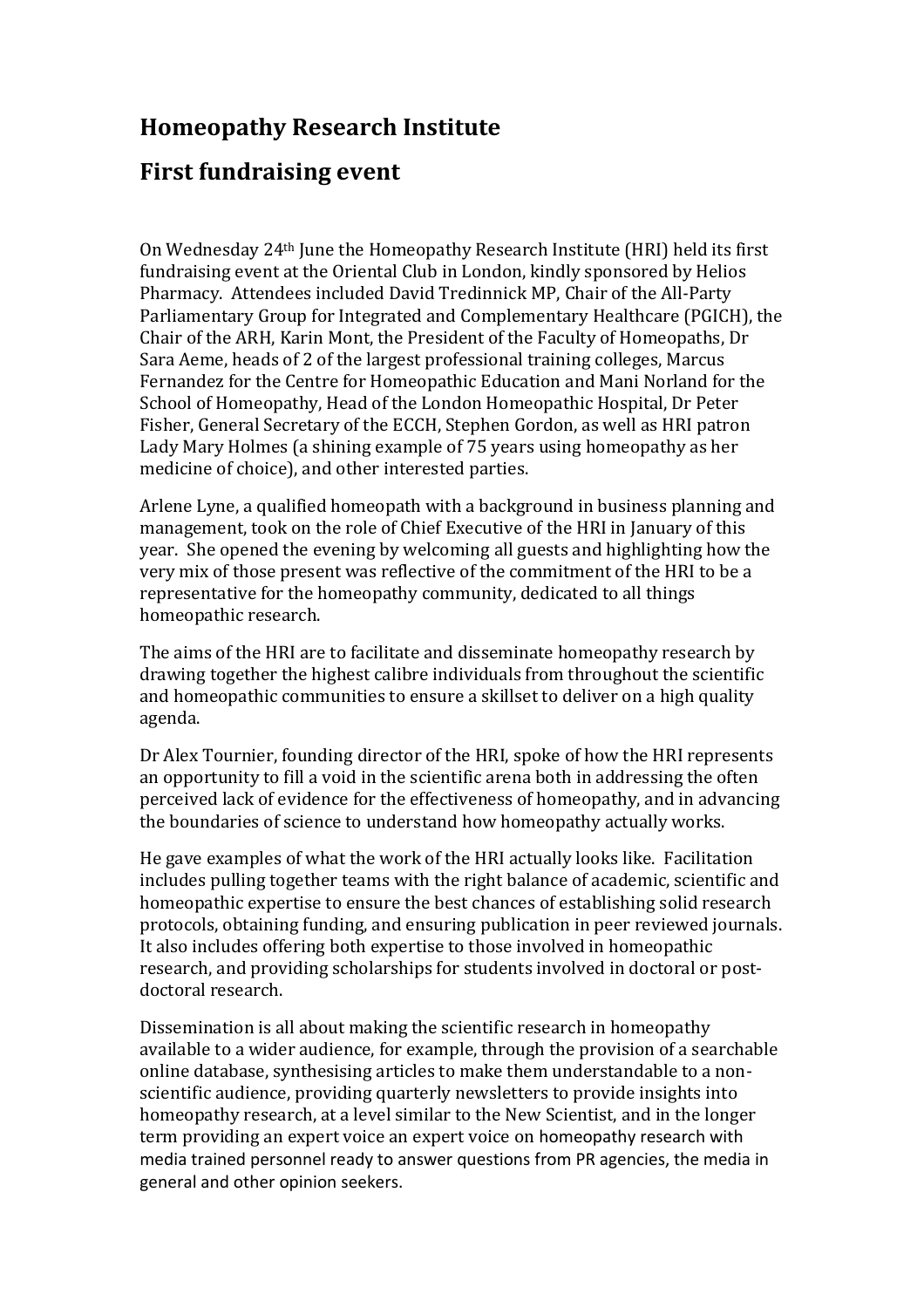# Homeopathy Research Institute

# First fundraising event

On Wednesday 24th June the Homeopathy Research Institute (HRI) held its first fundraising event at the Oriental Club in London, kindly sponsored by Helios Pharmacy. Attendees included David Tredinnick MP, Chair of the All-Party Parliamentary Group for Integrated and Complementary Healthcare (PGICH), the Chair of the ARH, Karin Mont, the President of the Faculty of Homeopaths, Dr Sara Aeme, heads of 2 of the largest professional training colleges, Marcus Fernandez for the Centre for Homeopathic Education and Mani Norland for the School of Homeopathy, Head of the London Homeopathic Hospital, Dr Peter Fisher, General Secretary of the ECCH, Stephen Gordon, as well as HRI patron Lady Mary Holmes (a shining example of 75 years using homeopathy as her medicine of choice), and other interested parties.

Arlene Lyne, a qualified homeopath with a background in business planning and management, took on the role of Chief Executive of the HRI in January of this year. She opened the evening by welcoming all guests and highlighting how the very mix of those present was reflective of the commitment of the HRI to be a representative for the homeopathy community, dedicated to all things homeopathic research.

The aims of the HRI are to facilitate and disseminate homeopathy research by drawing together the highest calibre individuals from throughout the scientific and homeopathic communities to ensure a skillset to deliver on a high quality agenda.

Dr Alex Tournier, founding director of the HRI, spoke of how the HRI represents an opportunity to fill a void in the scientific arena both in addressing the often perceived lack of evidence for the effectiveness of homeopathy, and in advancing the boundaries of science to understand how homeopathy actually works.

He gave examples of what the work of the HRI actually looks like. Facilitation includes pulling together teams with the right balance of academic, scientific and homeopathic expertise to ensure the best chances of establishing solid research protocols, obtaining funding, and ensuring publication in peer reviewed journals. It also includes offering both expertise to those involved in homeopathic research, and providing scholarships for students involved in doctoral or post-doctoral research.

Dissemination is all about making the scientific research in homeopathy available to a wider audience, for example, through the provision of a searchable online database, synthesising articles to make them understandable to a non-scientific audience, providing quarterly newsletters to provide insights into homeopathy research, at a level similar to the New Scientist, and in the longer term providing an expert voice an expert voice on homeopathy research with media trained personnel ready to answer questions from PR agencies, the media in general and other opinion seekers.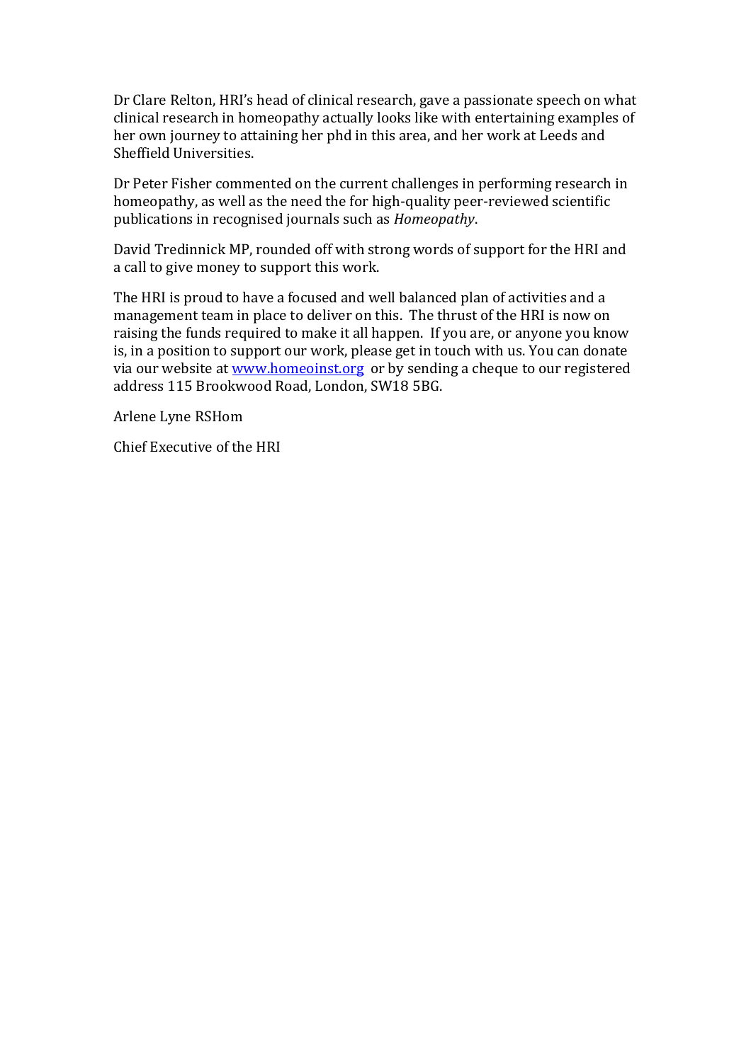Dr Clare Relton, HRI's head of clinical research, gave a passionate speech on what clinical research in homeopathy actually looks like with entertaining examples of her own journey to attaining her phd in this area, and her work at Leeds and Sheffield Universities.

Dr Peter Fisher commented on the current challenges in performing research in homeopathy, as well as the need the for high-quality peer-reviewed scientific publications in recognised journals such as *Homeopathy*.

David Tredinnick MP, rounded off with strong words of support for the HRI and a call to give money to support this work.

The HRI is proud to have a focused and well balanced plan of activities and a management team in place to deliver on this. The thrust of the HRI is now on raising the funds required to make it all happen. If you are, or anyone you know is, in a position to support our work, please get in touch with us. You can donate via our website at [www.homeoinst.org](http://www.homeoinst.org) or by sending a cheque to our registered address 115 Brookwood Road, London, SW18 5BG.

Arlene Lyne RSHom

Chief Executive of the HRI